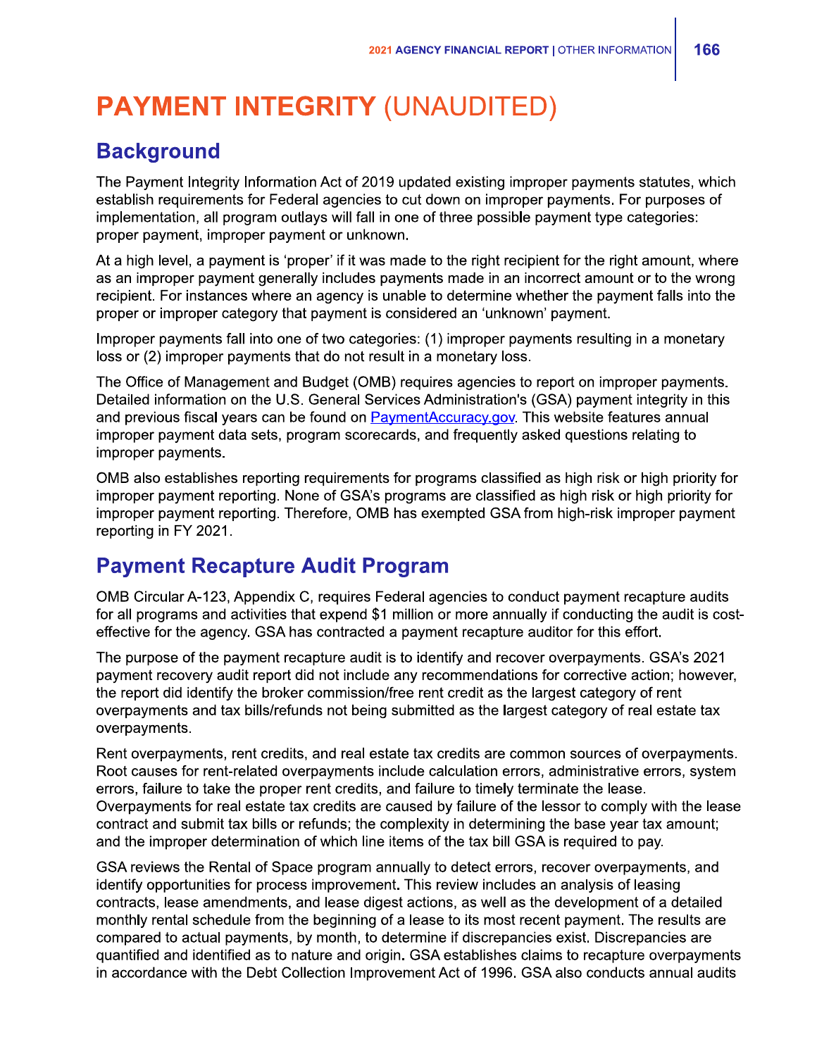# PAYMENT INTEGRITY (UNAUDITED)

## Background

The Payment Integrity Information Act of 2019 updated existing improper payments statutes, which establish requirements for Federal agencies to cut down on improper payments. For purposes of implementation, all program outlays will fall in one of three possible payment type categories: proper payment, improper payment or unknown.

At a high level, a payment is 'proper' if it was made to the right recipient for the right amount, where as an improper payment generally includes payments made in an incorrect amount or to the wrong recipient. For instances where an agency is unable to determine whether the payment falls into the proper or improper category that payment is considered an 'unknown' payment.

Improper payments fall into one of two categories: (1) improper payments resulting in a monetary loss or (2) improper payments that do not result in a monetary loss.

The Office of Management and Budget (OMB) requires agencies to report on improper payments. Detailed information on the U.S. General Services Administration's (GSA) payment integrity in this and previous fiscal years can be found on [PaymentAccuracy.gov](PaymentAccuracy.gov). This website features annual improper payment data sets, program scorecards, and frequently asked questions relating to improper payments.

OMB also establishes reporting requirements for programs classified as high risk or high priority for improper payment reporting. None of GSA's programs are classified as high risk or high priority for improper payment reporting. Therefore, OMB has exempted GSA from high-risk improper payment reporting in FY 2021.

## Payment Recapture Audit Program

OMB Circular A-123, Appendix C, requires Federal agencies to conduct payment recapture audits for all programs and activities that expend $1 million or more annually if conducting the audit is cost-effective for the agency. GSA has contracted a payment recapture auditor for this effort.

The purpose of the payment recapture audit is to identify and recover overpayments. GSA's 2021 payment recovery audit report did not include any recommendations for corrective action; however, the report did identify the broker commission/free rent credit as the largest category of rent overpayments and tax bills/refunds not being submitted as the largest category of real estate tax overpayments.

Rent overpayments, rent credits, and real estate tax credits are common sources of overpayments. Root causes for rent-related overpayments include calculation errors, administrative errors, system errors, failure to take the proper rent credits, and failure to timely terminate the lease. Overpayments for real estate tax credits are caused by failure of the lessor to comply with the lease contract and submit tax bills or refunds; the complexity in determining the base year tax amount; and the improper determination of which line items of the tax bill GSA is required to pay.

GSA reviews the Rental of Space program annually to detect errors, recover overpayments, and identify opportunities for process improvement. This review includes an analysis of leasing contracts, lease amendments, and lease digest actions, as well as the development of a detailed monthly rental schedule from the beginning of a lease to its most recent payment. The results are compared to actual payments, by month, to determine if discrepancies exist. Discrepancies are quantified and identified as to nature and origin. GSA establishes claims to recapture overpayments in accordance with the Debt Collection Improvement Act of 1996. GSA also conducts annual audits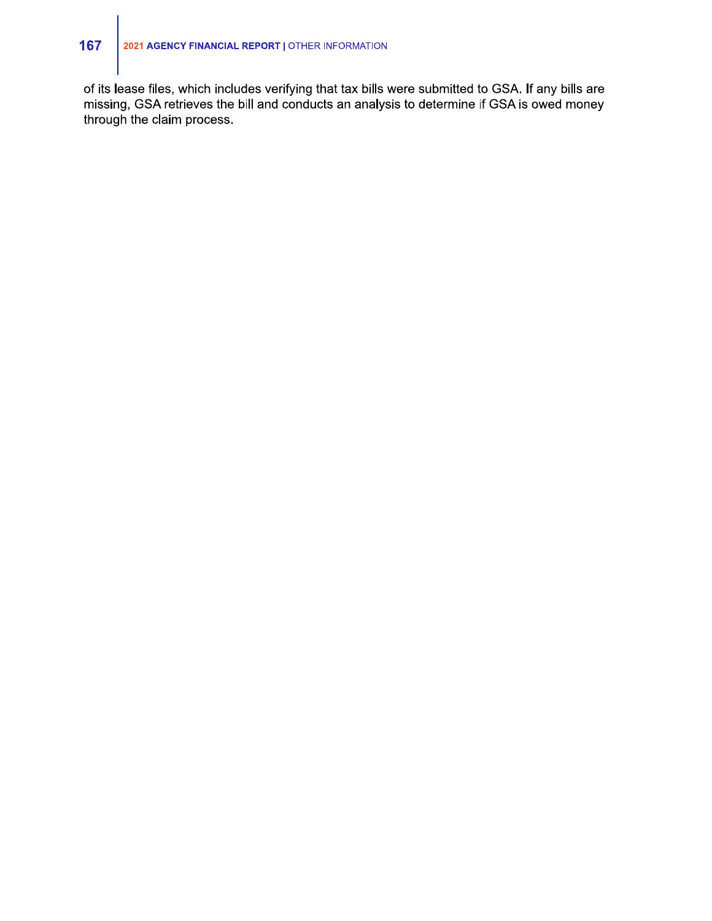of its lease files, which includes verifying that tax bills were submitted to GSA. If any bills are missing, GSA retrieves the bill and conducts an analysis to determine if GSA is owed money through the claim process.